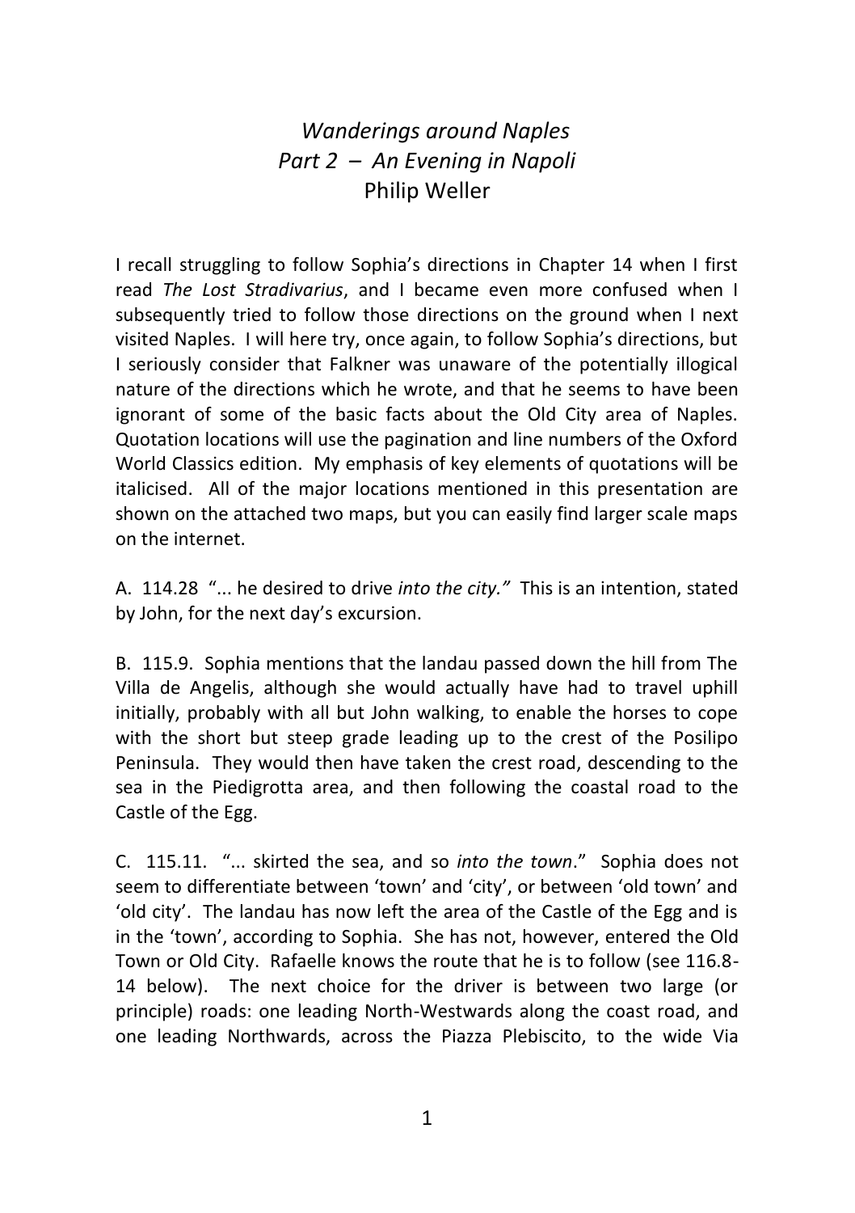# *Wanderings around Naples*
## *Part 2 – An Evening in Napoli*
### Philip Weller

I recall struggling to follow Sophia's directions in Chapter 14 when I first read *The Lost Stradivarius*, and I became even more confused when I subsequently tried to follow those directions on the ground when I next visited Naples. I will here try, once again, to follow Sophia's directions, but I seriously consider that Falkner was unaware of the potentially illogical nature of the directions which he wrote, and that he seems to have been ignorant of some of the basic facts about the Old City area of Naples. Quotation locations will use the pagination and line numbers of the Oxford World Classics edition. My emphasis of key elements of quotations will be italicised. All of the major locations mentioned in this presentation are shown on the attached two maps, but you can easily find larger scale maps on the internet.

A. 114.28 "... he desired to drive *into the city."* This is an intention, stated by John, for the next day's excursion.

B. 115.9. Sophia mentions that the landau passed down the hill from The Villa de Angelis, although she would actually have had to travel uphill initially, probably with all but John walking, to enable the horses to cope with the short but steep grade leading up to the crest of the Posilipo Peninsula. They would then have taken the crest road, descending to the sea in the Piedigrotta area, and then following the coastal road to the Castle of the Egg.

C. 115.11. "... skirted the sea, and so *into the town*." Sophia does not seem to differentiate between 'town' and 'city', or between 'old town' and 'old city'. The landau has now left the area of the Castle of the Egg and is in the 'town', according to Sophia. She has not, however, entered the Old Town or Old City. Rafaelle knows the route that he is to follow (see 116.8-14 below). The next choice for the driver is between two large (or principle) roads: one leading North-Westwards along the coast road, and one leading Northwards, across the Piazza Plebiscito, to the wide Via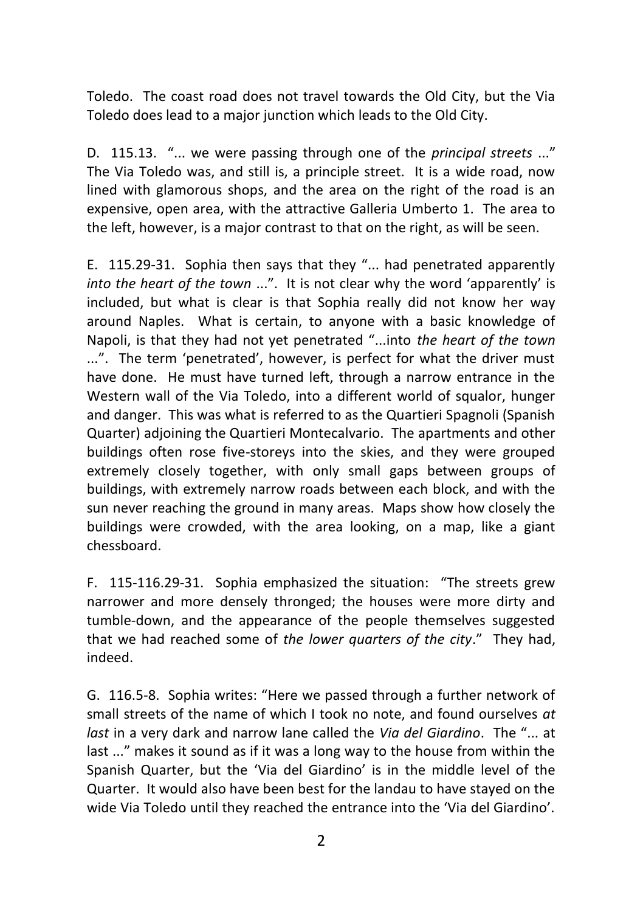Toledo. The coast road does not travel towards the Old City, but the Via Toledo does lead to a major junction which leads to the Old City.

D. 115.13. "... we were passing through one of the *principal streets* ..." The Via Toledo was, and still is, a principle street. It is a wide road, now lined with glamorous shops, and the area on the right of the road is an expensive, open area, with the attractive Galleria Umberto 1. The area to the left, however, is a major contrast to that on the right, as will be seen.

E. 115.29-31. Sophia then says that they "... had penetrated apparently *into the heart of the town* ...". It is not clear why the word 'apparently' is included, but what is clear is that Sophia really did not know her way around Naples. What is certain, to anyone with a basic knowledge of Napoli, is that they had not yet penetrated "...into *the heart of the town* ...". The term 'penetrated', however, is perfect for what the driver must have done. He must have turned left, through a narrow entrance in the Western wall of the Via Toledo, into a different world of squalor, hunger and danger. This was what is referred to as the Quartieri Spagnoli (Spanish Quarter) adjoining the Quartieri Montecalvario. The apartments and other buildings often rose five-storeys into the skies, and they were grouped extremely closely together, with only small gaps between groups of buildings, with extremely narrow roads between each block, and with the sun never reaching the ground in many areas. Maps show how closely the buildings were crowded, with the area looking, on a map, like a giant chessboard.

F. 115-116.29-31. Sophia emphasized the situation: "The streets grew narrower and more densely thronged; the houses were more dirty and tumble-down, and the appearance of the people themselves suggested that we had reached some of *the lower quarters of the city*." They had, indeed.

G. 116.5-8. Sophia writes: "Here we passed through a further network of small streets of the name of which I took no note, and found ourselves *at last* in a very dark and narrow lane called the *Via del Giardino*. The "... at last ..." makes it sound as if it was a long way to the house from within the Spanish Quarter, but the 'Via del Giardino' is in the middle level of the Quarter. It would also have been best for the landau to have stayed on the wide Via Toledo until they reached the entrance into the 'Via del Giardino'.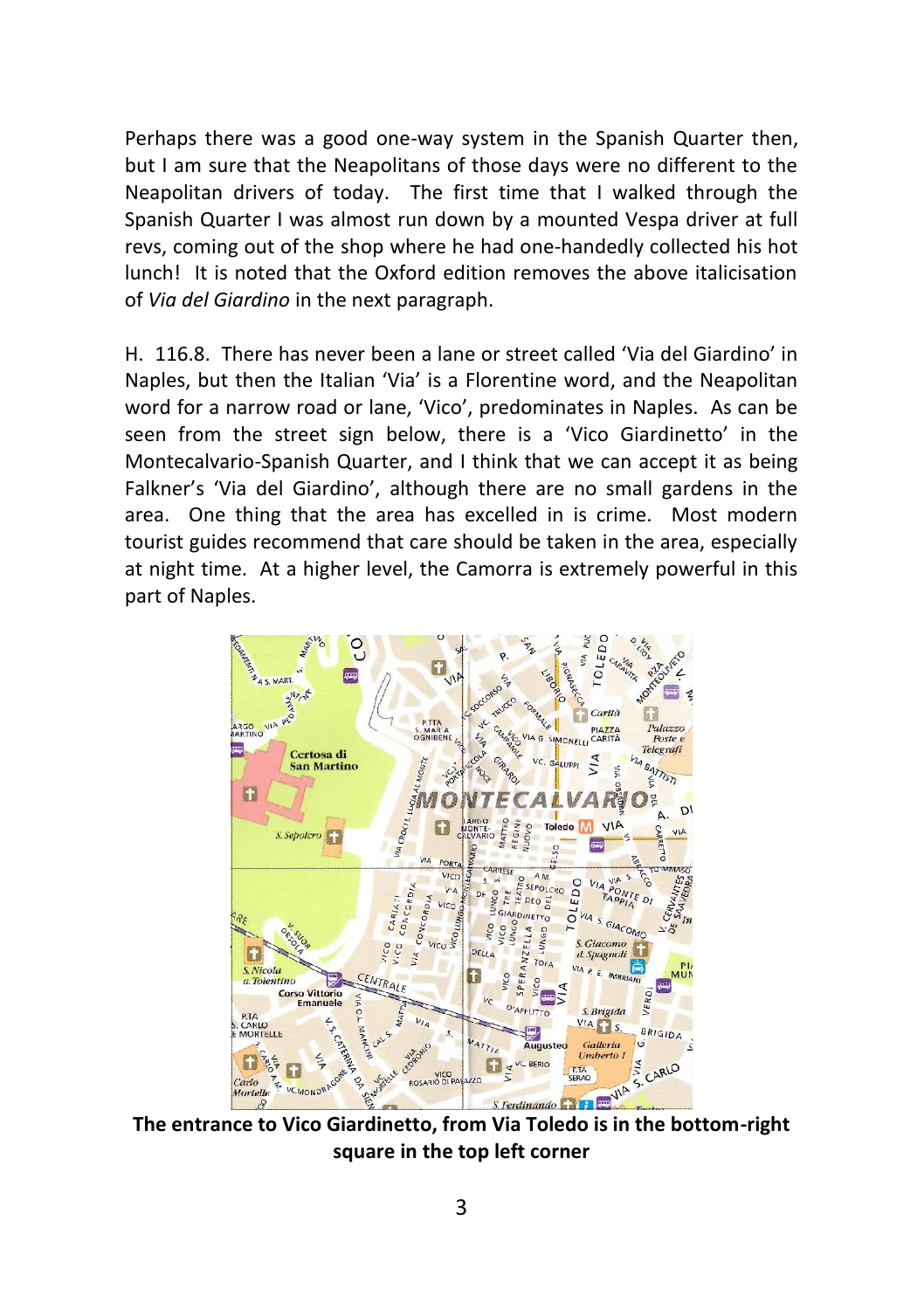Perhaps there was a good one-way system in the Spanish Quarter then, but I am sure that the Neapolitans of those days were no different to the Neapolitan drivers of today. The first time that I walked through the Spanish Quarter I was almost run down by a mounted Vespa driver at full revs, coming out of the shop where he had one-handedly collected his hot lunch! It is noted that the Oxford edition removes the above italicisation of *Via del Giardino* in the next paragraph.

H. 116.8. There has never been a lane or street called 'Via del Giardino' in Naples, but then the Italian 'Via' is a Florentine word, and the Neapolitan word for a narrow road or lane, 'Vico', predominates in Naples. As can be seen from the street sign below, there is a 'Vico Giardinetto' in the Montecalvario-Spanish Quarter, and I think that we can accept it as being Falkner's 'Via del Giardino', although there are no small gardens in the area. One thing that the area has excelled in is crime. Most modern tourist guides recommend that care should be taken in the area, especially at night time. At a higher level, the Camorra is extremely powerful in this part of Naples.

**The entrance to Vico Giardinetto, from Via Toledo is in the bottom-right square in the top left corner**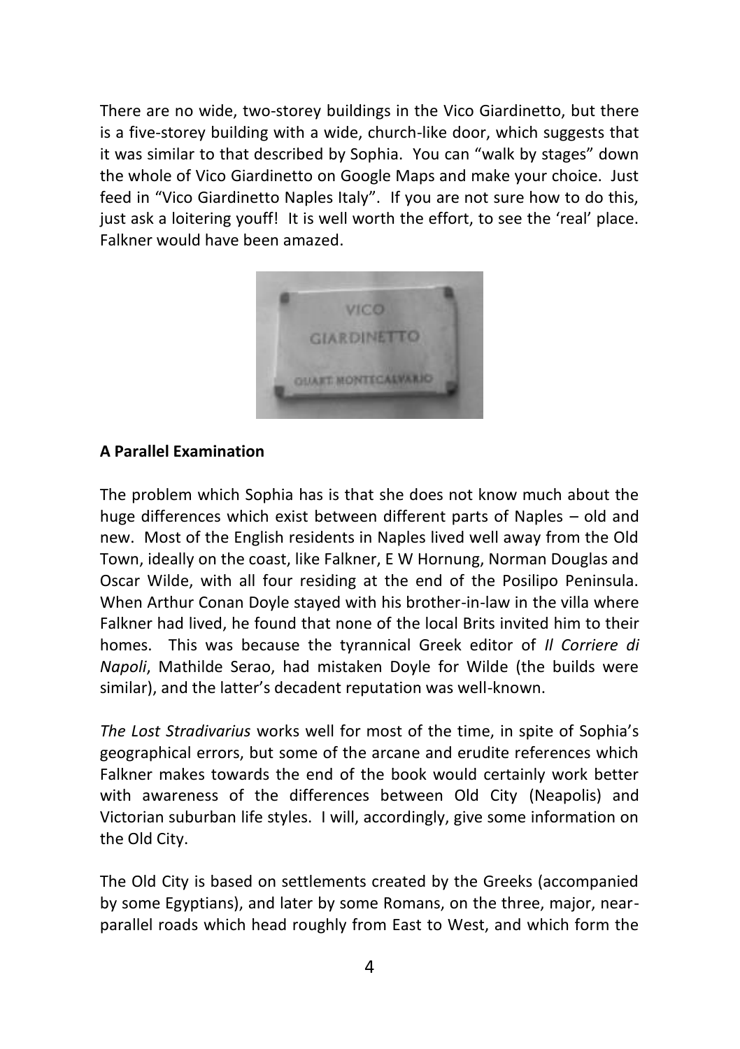There are no wide, two-storey buildings in the Vico Giardinetto, but there is a five-storey building with a wide, church-like door, which suggests that it was similar to that described by Sophia. You can "walk by stages" down the whole of Vico Giardinetto on Google Maps and make your choice. Just feed in "Vico Giardinetto Naples Italy". If you are not sure how to do this, just ask a loitering youff! It is well worth the effort, to see the 'real' place. Falkner would have been amazed.

**A Parallel Examination**

The problem which Sophia has is that she does not know much about the huge differences which exist between different parts of Naples – old and new. Most of the English residents in Naples lived well away from the Old Town, ideally on the coast, like Falkner, E W Hornung, Norman Douglas and Oscar Wilde, with all four residing at the end of the Posilipo Peninsula. When Arthur Conan Doyle stayed with his brother-in-law in the villa where Falkner had lived, he found that none of the local Brits invited him to their homes. This was because the tyrannical Greek editor of *Il Corriere di Napoli*, Mathilde Serao, had mistaken Doyle for Wilde (the builds were similar), and the latter's decadent reputation was well-known.

*The Lost Stradivarius* works well for most of the time, in spite of Sophia's geographical errors, but some of the arcane and erudite references which Falkner makes towards the end of the book would certainly work better with awareness of the differences between Old City (Neapolis) and Victorian suburban life styles. I will, accordingly, give some information on the Old City.

The Old City is based on settlements created by the Greeks (accompanied by some Egyptians), and later by some Romans, on the three, major, near-parallel roads which head roughly from East to West, and which form the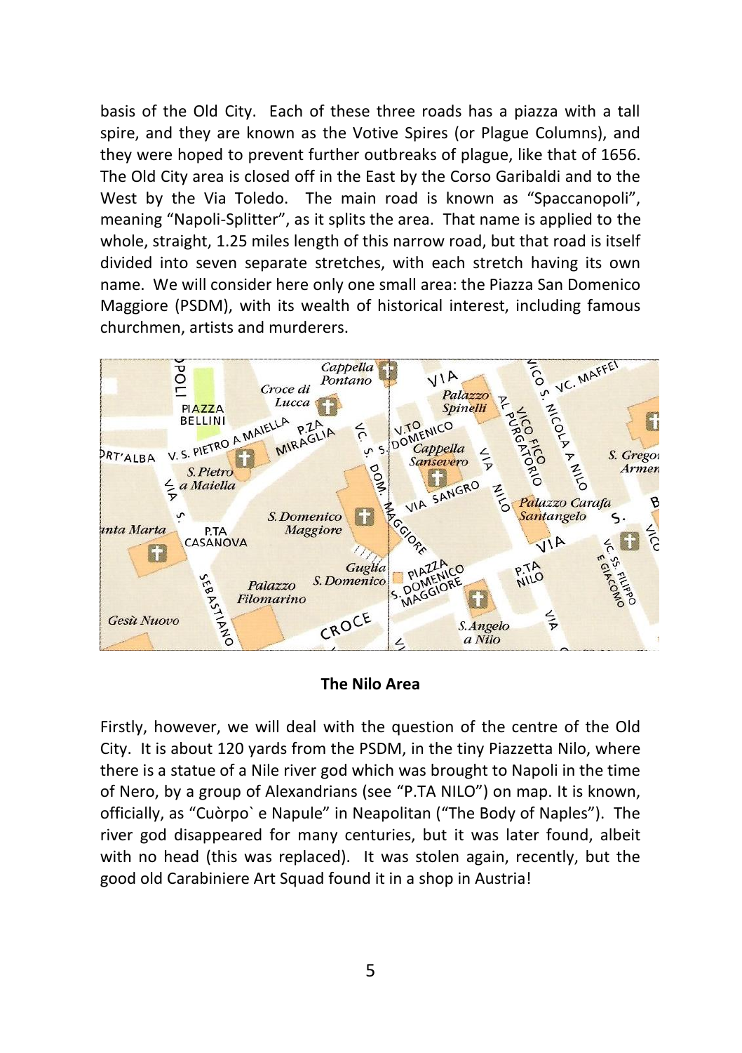basis of the Old City. Each of these three roads has a piazza with a tall spire, and they are known as the Votive Spires (or Plague Columns), and they were hoped to prevent further outbreaks of plague, like that of 1656. The Old City area is closed off in the East by the Corso Garibaldi and to the West by the Via Toledo. The main road is known as "Spaccanopoli", meaning "Napoli-Splitter", as it splits the area. That name is applied to the whole, straight, 1.25 miles length of this narrow road, but that road is itself divided into seven separate stretches, with each stretch having its own name. We will consider here only one small area: the Piazza San Domenico Maggiore (PSDM), with its wealth of historical interest, including famous churchmen, artists and murderers.

**The Nilo Area**

Firstly, however, we will deal with the question of the centre of the Old City. It is about 120 yards from the PSDM, in the tiny Piazzetta Nilo, where there is a statue of a Nile river god which was brought to Napoli in the time of Nero, by a group of Alexandrians (see "P.TA NILO") on map. It is known, officially, as "Cuòrpo` e Napule" in Neapolitan ("The Body of Naples"). The river god disappeared for many centuries, but it was later found, albeit with no head (this was replaced). It was stolen again, recently, but the good old Carabiniere Art Squad found it in a shop in Austria!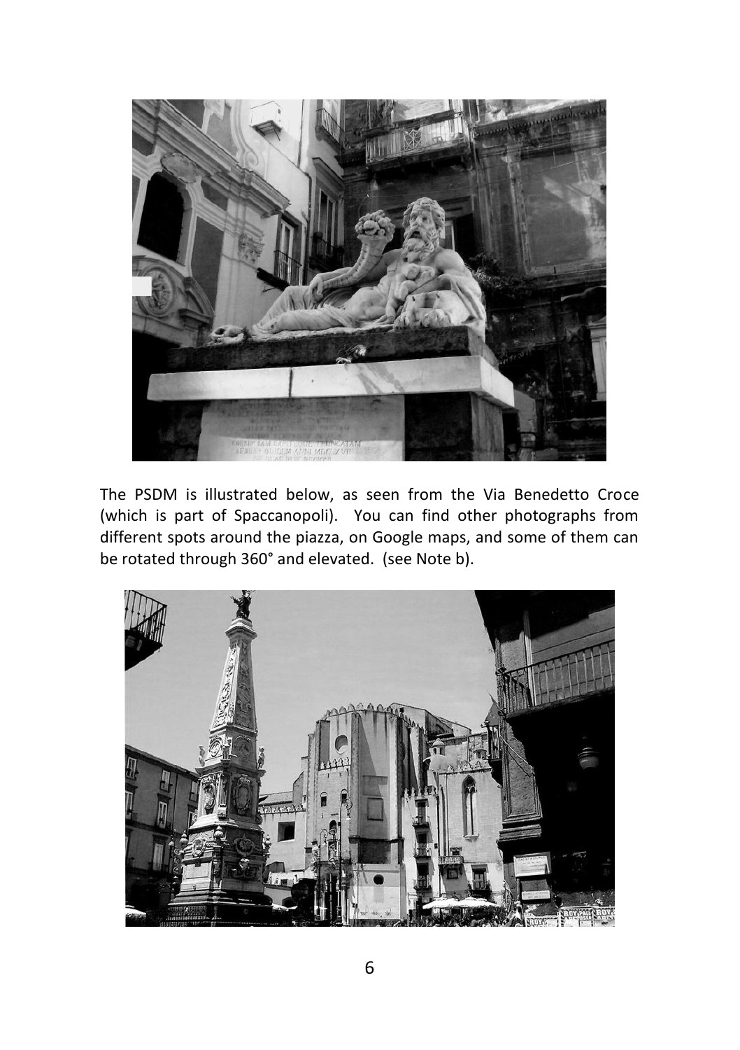The PSDM is illustrated below, as seen from the Via Benedetto Croce (which is part of Spaccanopoli). You can find other photographs from different spots around the piazza, on Google maps, and some of them can be rotated through 360° and elevated. (see Note b).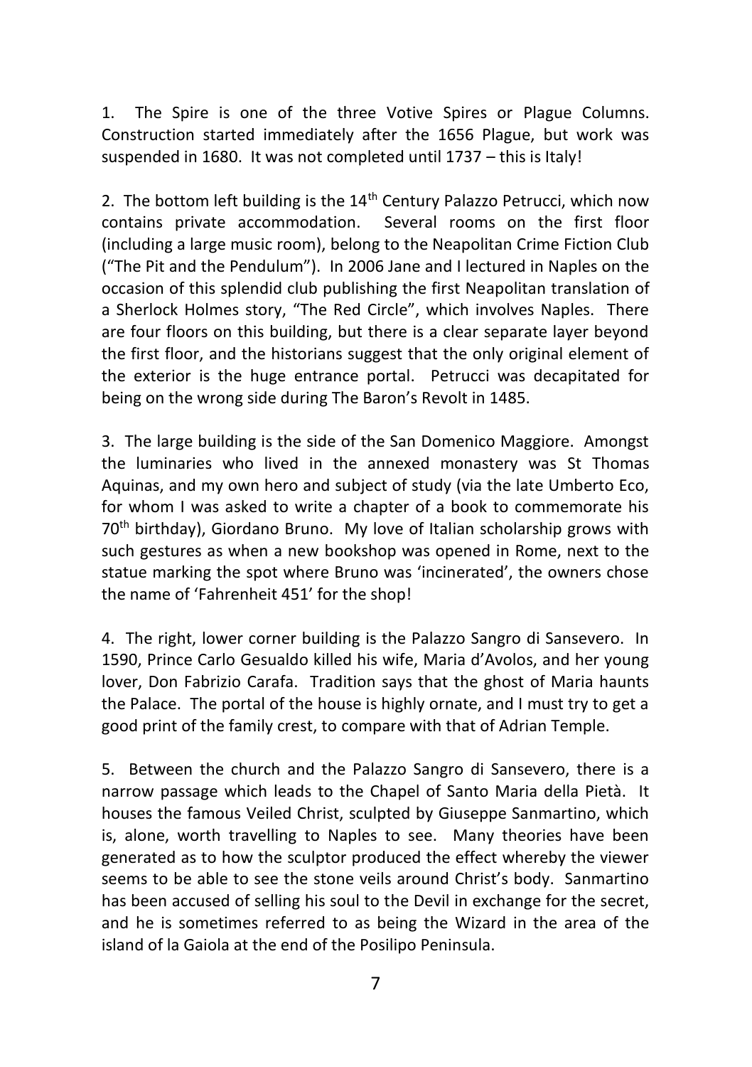1. The Spire is one of the three Votive Spires or Plague Columns. Construction started immediately after the 1656 Plague, but work was suspended in 1680. It was not completed until 1737 – this is Italy!

2. The bottom left building is the 14th Century Palazzo Petrucci, which now contains private accommodation. Several rooms on the first floor (including a large music room), belong to the Neapolitan Crime Fiction Club ("The Pit and the Pendulum"). In 2006 Jane and I lectured in Naples on the occasion of this splendid club publishing the first Neapolitan translation of a Sherlock Holmes story, "The Red Circle", which involves Naples. There are four floors on this building, but there is a clear separate layer beyond the first floor, and the historians suggest that the only original element of the exterior is the huge entrance portal. Petrucci was decapitated for being on the wrong side during The Baron's Revolt in 1485.

3. The large building is the side of the San Domenico Maggiore. Amongst the luminaries who lived in the annexed monastery was St Thomas Aquinas, and my own hero and subject of study (via the late Umberto Eco, for whom I was asked to write a chapter of a book to commemorate his 70th birthday), Giordano Bruno. My love of Italian scholarship grows with such gestures as when a new bookshop was opened in Rome, next to the statue marking the spot where Bruno was 'incinerated', the owners chose the name of 'Fahrenheit 451' for the shop!

4. The right, lower corner building is the Palazzo Sangro di Sansevero. In 1590, Prince Carlo Gesualdo killed his wife, Maria d'Avolos, and her young lover, Don Fabrizio Carafa. Tradition says that the ghost of Maria haunts the Palace. The portal of the house is highly ornate, and I must try to get a good print of the family crest, to compare with that of Adrian Temple.

5. Between the church and the Palazzo Sangro di Sansevero, there is a narrow passage which leads to the Chapel of Santo Maria della Pietà. It houses the famous Veiled Christ, sculpted by Giuseppe Sanmartino, which is, alone, worth travelling to Naples to see. Many theories have been generated as to how the sculptor produced the effect whereby the viewer seems to be able to see the stone veils around Christ's body. Sanmartino has been accused of selling his soul to the Devil in exchange for the secret, and he is sometimes referred to as being the Wizard in the area of the island of la Gaiola at the end of the Posilipo Peninsula.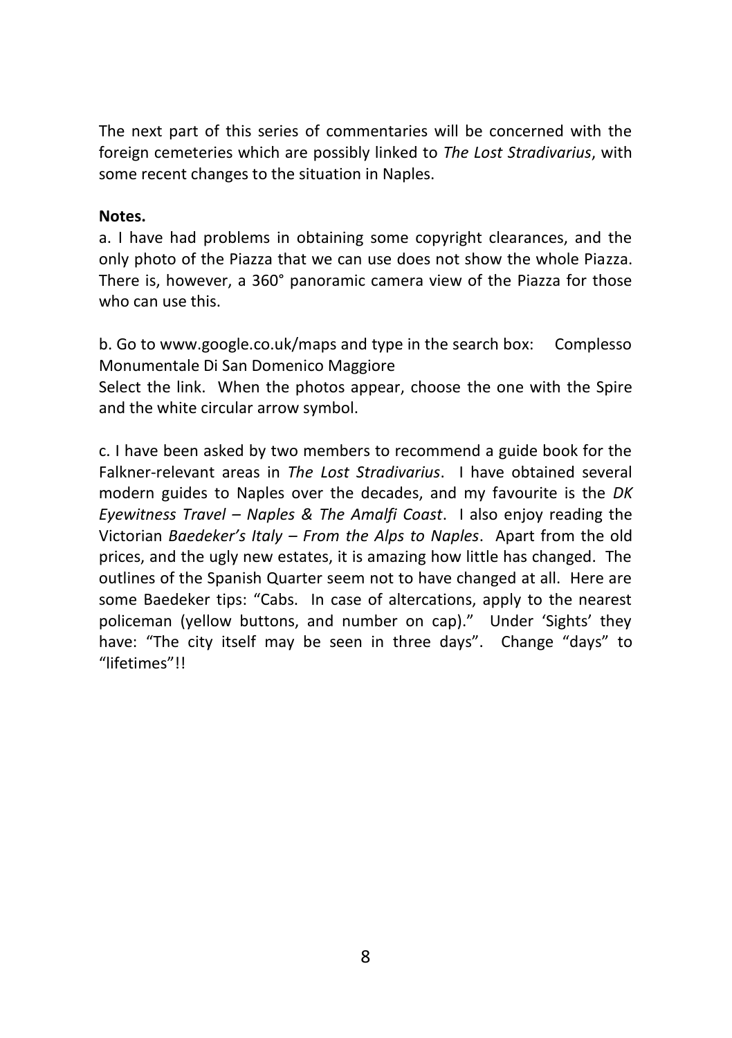The next part of this series of commentaries will be concerned with the foreign cemeteries which are possibly linked to *The Lost Stradivarius*, with some recent changes to the situation in Naples.

**Notes.**

a. I have had problems in obtaining some copyright clearances, and the only photo of the Piazza that we can use does not show the whole Piazza. There is, however, a 360° panoramic camera view of the Piazza for those who can use this.

b. Go to www.google.co.uk/maps and type in the search box: Complesso Monumentale Di San Domenico Maggiore
Select the link. When the photos appear, choose the one with the Spire and the white circular arrow symbol.

c. I have been asked by two members to recommend a guide book for the Falkner-relevant areas in *The Lost Stradivarius*. I have obtained several modern guides to Naples over the decades, and my favourite is the *DK Eyewitness Travel – Naples & The Amalfi Coast*. I also enjoy reading the Victorian *Baedeker's Italy – From the Alps to Naples*. Apart from the old prices, and the ugly new estates, it is amazing how little has changed. The outlines of the Spanish Quarter seem not to have changed at all. Here are some Baedeker tips: "Cabs. In case of altercations, apply to the nearest policeman (yellow buttons, and number on cap)." Under 'Sights' they have: "The city itself may be seen in three days". Change "days" to "lifetimes"!!